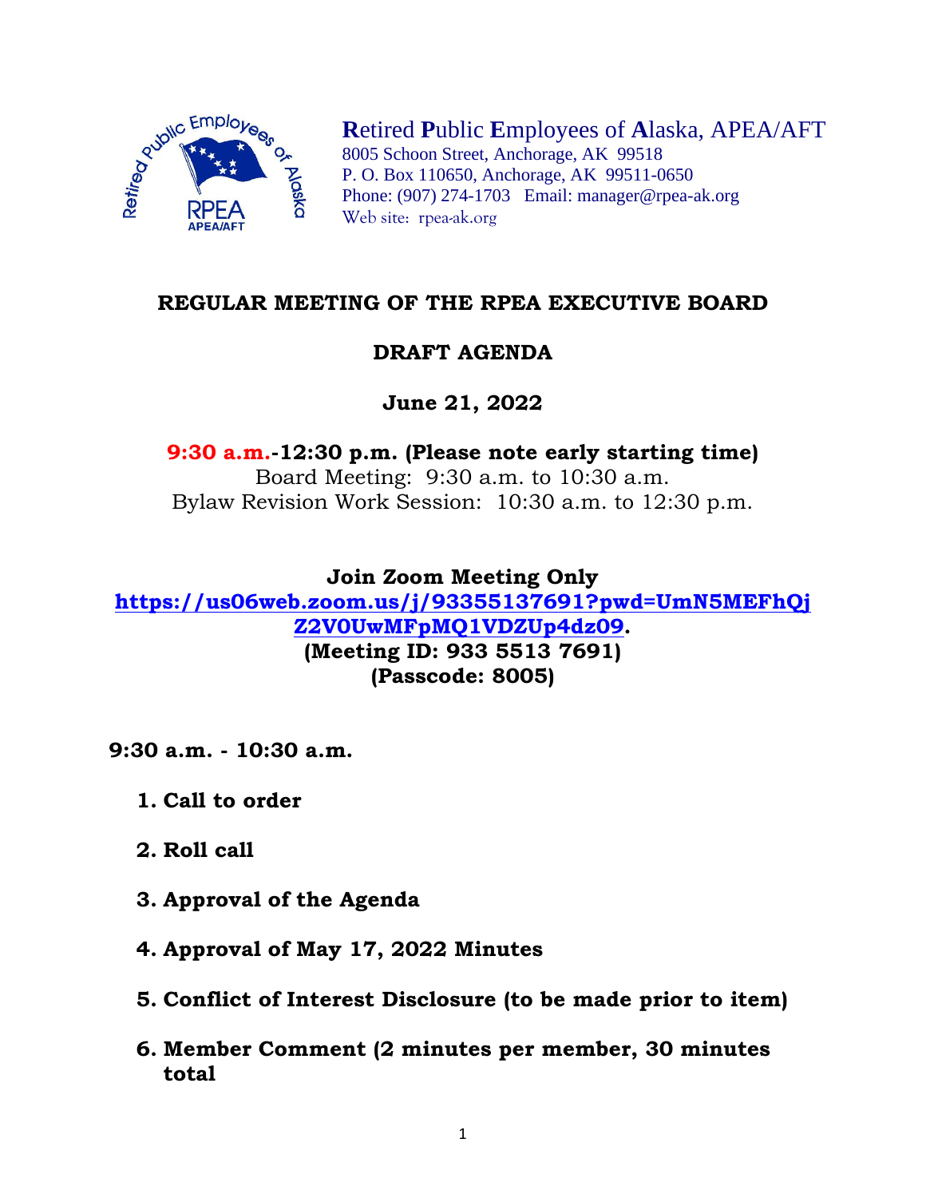**R**etired **P**ublic **E**mployees of **A**laska, APEA/AFT
8005 Schoon Street, Anchorage, AK 99518
P. O. Box 110650, Anchorage, AK 99511-0650
Phone: (907) 274-1703 Email: manager@rpea-ak.org
Web site: rpea-ak.org

# REGULAR MEETING OF THE RPEA EXECUTIVE BOARD

## DRAFT AGENDA

## June 21, 2022

**9:30 a.m.-12:30 p.m. (Please note early starting time)**
Board Meeting: 9:30 a.m. to 10:30 a.m.
Bylaw Revision Work Session: 10:30 a.m. to 12:30 p.m.

**Join Zoom Meeting Only**
**https://us06web.zoom.us/j/93355137691?pwd=UmN5MEFhQjZ2V0UwMFpMQ1VDZUp4dz09.**
**(Meeting ID: 933 5513 7691)**
**(Passcode: 8005)**

**9:30 a.m. - 10:30 a.m.**

1. **Call to order**
2. **Roll call**
3. **Approval of the Agenda**
4. **Approval of May 17, 2022 Minutes**
5. **Conflict of Interest Disclosure (to be made prior to item)**
6. **Member Comment (2 minutes per member, 30 minutes total**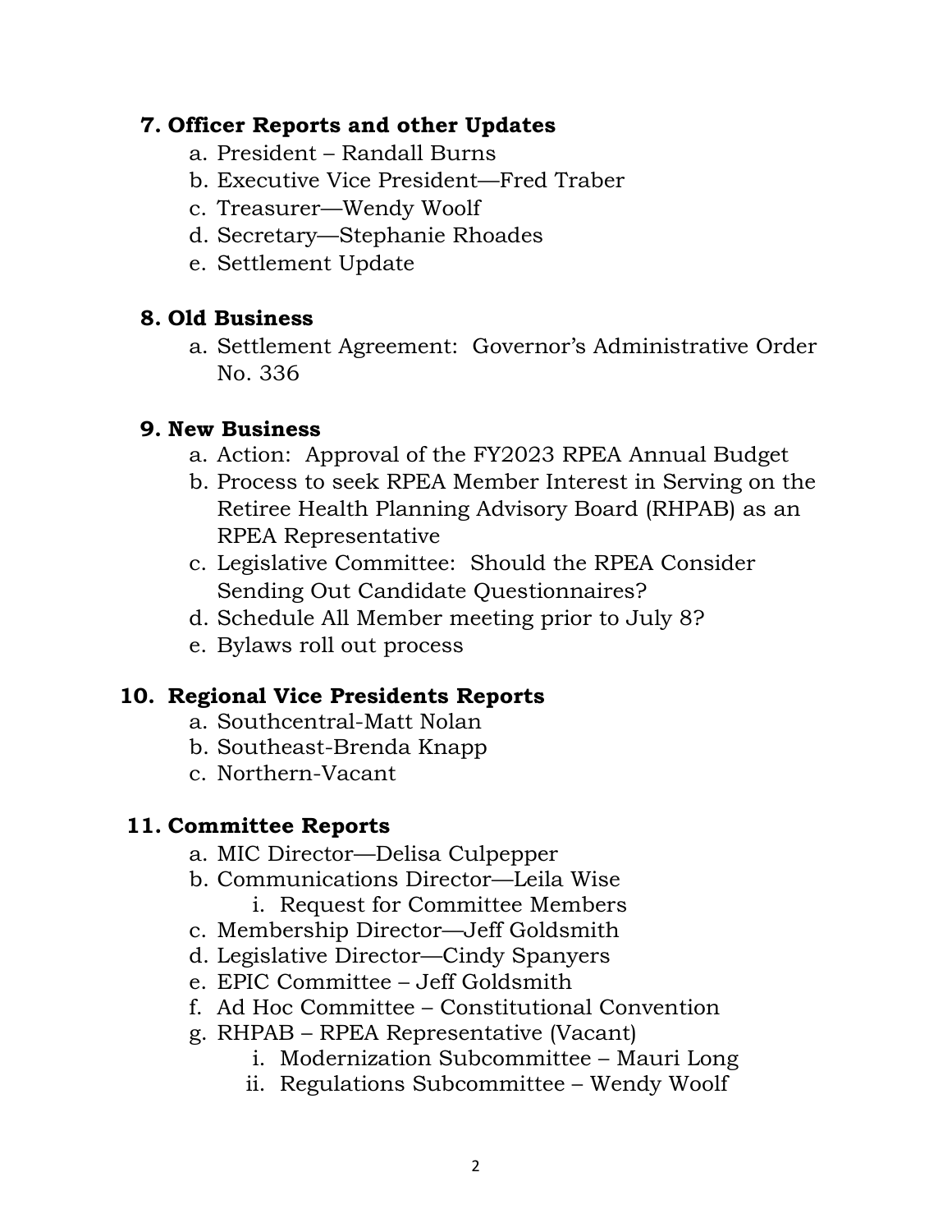**7. Officer Reports and other Updates**

a. President – Randall Burns
b. Executive Vice President—Fred Traber
c. Treasurer—Wendy Woolf
d. Secretary—Stephanie Rhoades
e. Settlement Update

**8. Old Business**

a. Settlement Agreement: Governor's Administrative Order No. 336

**9. New Business**

a. Action: Approval of the FY2023 RPEA Annual Budget
b. Process to seek RPEA Member Interest in Serving on the Retiree Health Planning Advisory Board (RHPAB) as an RPEA Representative
c. Legislative Committee: Should the RPEA Consider Sending Out Candidate Questionnaires?
d. Schedule All Member meeting prior to July 8?
e. Bylaws roll out process

**10. Regional Vice Presidents Reports**

a. Southcentral-Matt Nolan
b. Southeast-Brenda Knapp
c. Northern-Vacant

**11. Committee Reports**

a. MIC Director—Delisa Culpepper
b. Communications Director—Leila Wise
    i. Request for Committee Members
c. Membership Director—Jeff Goldsmith
d. Legislative Director—Cindy Spanyers
e. EPIC Committee – Jeff Goldsmith
f. Ad Hoc Committee – Constitutional Convention
g. RHPAB – RPEA Representative (Vacant)
    i. Modernization Subcommittee – Mauri Long
    ii. Regulations Subcommittee – Wendy Woolf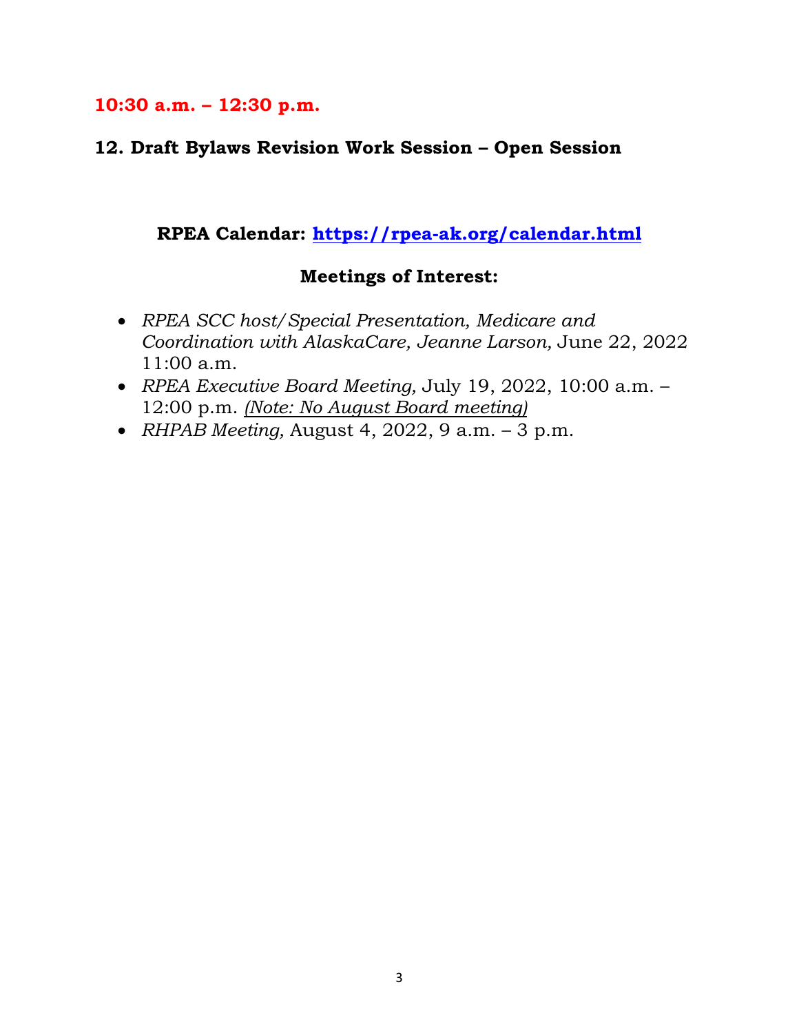**10:30 a.m. – 12:30 p.m.**

**12. Draft Bylaws Revision Work Session – Open Session**

**RPEA Calendar: https://rpea-ak.org/calendar.html**

**Meetings of Interest:**

- *RPEA SCC host/Special Presentation, Medicare and Coordination with AlaskaCare, Jeanne Larson,* June 22, 2022 11:00 a.m.
- *RPEA Executive Board Meeting,* July 19, 2022, 10:00 a.m. – 12:00 p.m. *(Note: No August Board meeting)*
- *RHPAB Meeting,* August 4, 2022, 9 a.m. – 3 p.m.